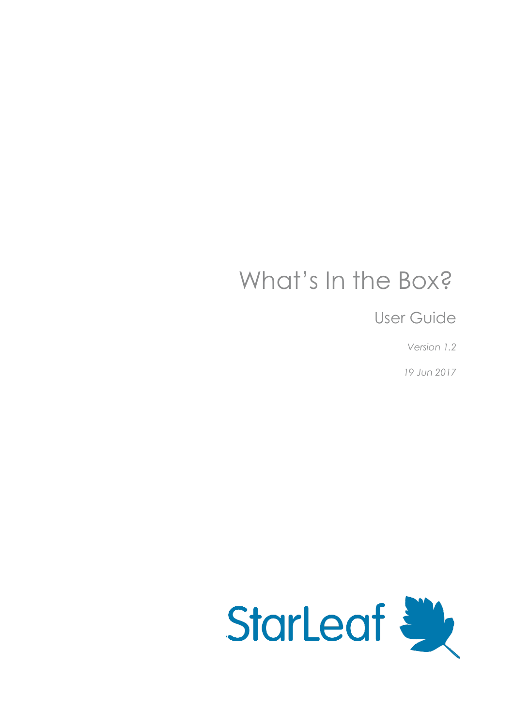# What's In the Box?

## User Guide

*Version 1.2*

*19 Jun 2017*

StarLeaf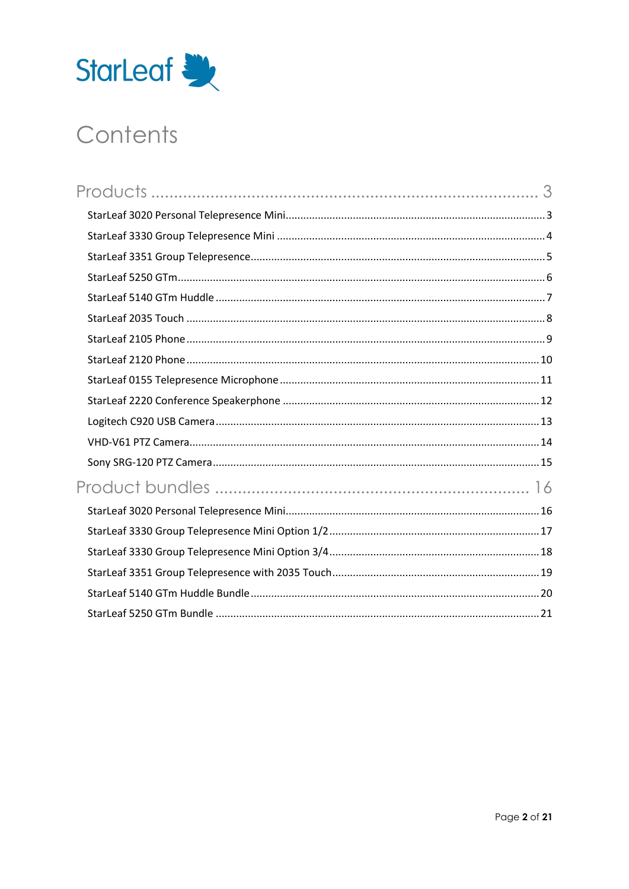StarLeaf

# Contents

## Products .......... 3

- StarLeaf 3020 Personal Telepresence Mini .......... 3
- StarLeaf 3330 Group Telepresence Mini .......... 4
- StarLeaf 3351 Group Telepresence .......... 5
- StarLeaf 5250 GTm .......... 6
- StarLeaf 5140 GTm Huddle .......... 7
- StarLeaf 2035 Touch .......... 8
- StarLeaf 2105 Phone .......... 9
- StarLeaf 2120 Phone .......... 10
- StarLeaf 0155 Telepresence Microphone .......... 11
- StarLeaf 2220 Conference Speakerphone .......... 12
- Logitech C920 USB Camera .......... 13
- VHD-V61 PTZ Camera .......... 14
- Sony SRG-120 PTZ Camera .......... 15

## Product bundles .......... 16

- StarLeaf 3020 Personal Telepresence Mini .......... 16
- StarLeaf 3330 Group Telepresence Mini Option 1/2 .......... 17
- StarLeaf 3330 Group Telepresence Mini Option 3/4 .......... 18
- StarLeaf 3351 Group Telepresence with 2035 Touch .......... 19
- StarLeaf 5140 GTm Huddle Bundle .......... 20
- StarLeaf 5250 GTm Bundle .......... 21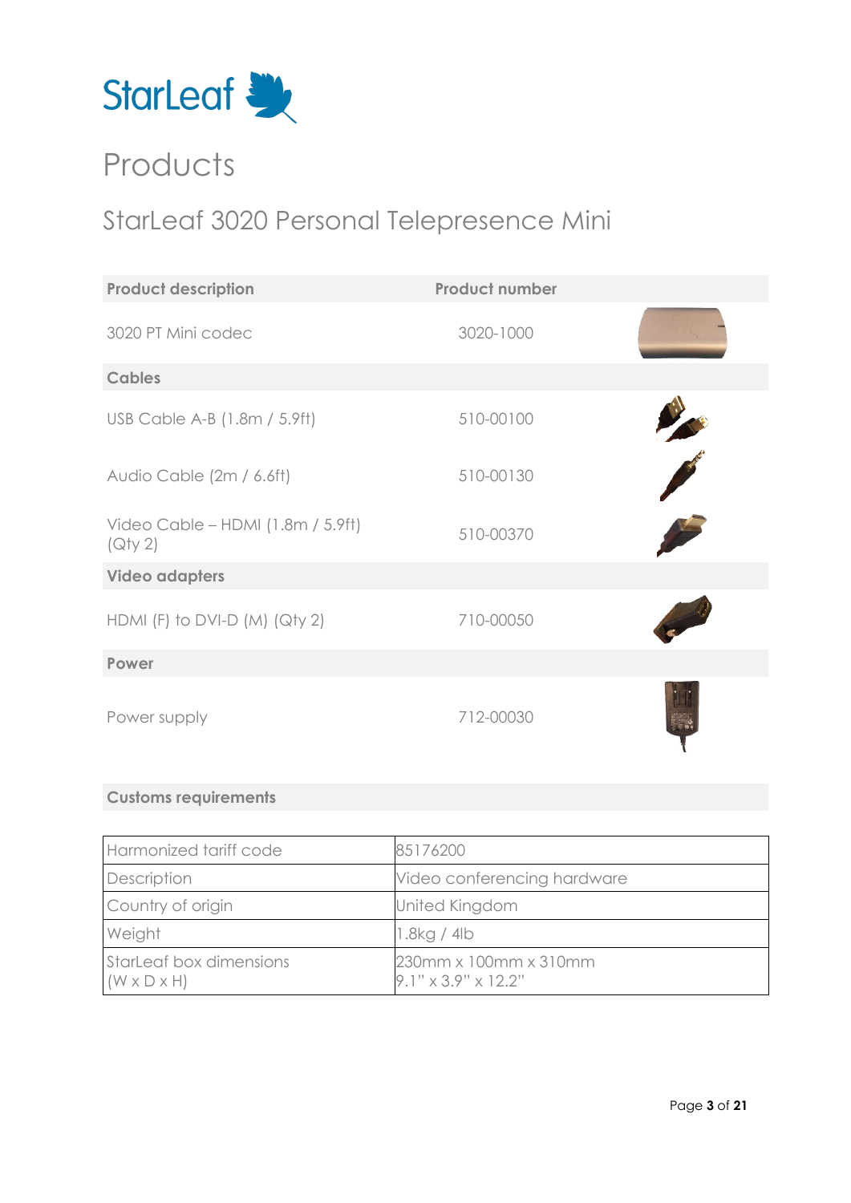StarLeaf

# Products

## StarLeaf 3020 Personal Telepresence Mini

| Product description | Product number |
| --- | --- |
| 3020 PT Mini codec | 3020-1000 |
| **Cables** | |
| USB Cable A-B (1.8m / 5.9ft) | 510-00100 |
| Audio Cable (2m / 6.6ft) | 510-00130 |
| Video Cable – HDMI (1.8m / 5.9ft) (Qty 2) | 510-00370 |
| **Video adapters** | |
| HDMI (F) to DVI-D (M) (Qty 2) | 710-00050 |
| **Power** | |
| Power supply | 712-00030 |

### Customs requirements

| Harmonized tariff code | 85176200 |
| --- | --- |
| Description | Video conferencing hardware |
| Country of origin | United Kingdom |
| Weight | 1.8kg / 4lb |
| StarLeaf box dimensions (W x D x H) | 230mm x 100mm x 310mm 9.1" x 3.9" x 12.2" |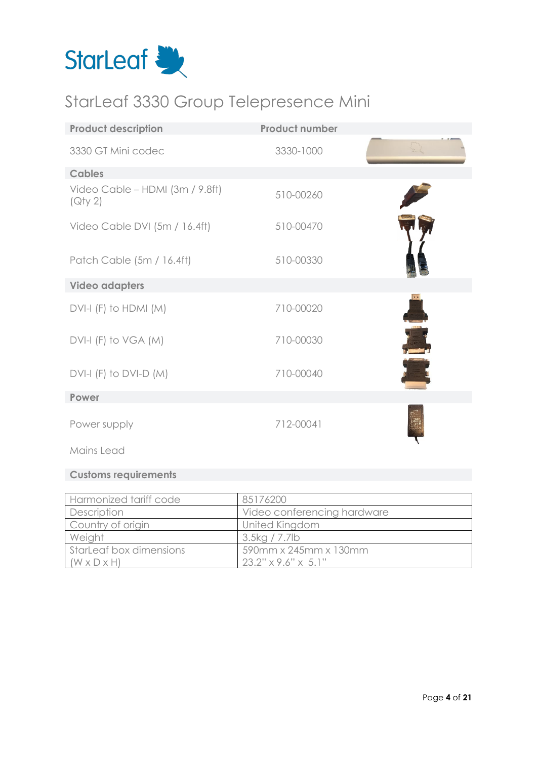# StarLeaf 3330 Group Telepresence Mini

| Product description | Product number |
|---|---|
| 3330 GT Mini codec | 3330-1000 |
| **Cables** | |
| Video Cable – HDMI (3m / 9.8ft) (Qty 2) | 510-00260 |
| Video Cable DVI (5m / 16.4ft) | 510-00470 |
| Patch Cable (5m / 16.4ft) | 510-00330 |
| **Video adapters** | |
| DVI-I (F) to HDMI (M) | 710-00020 |
| DVI-I (F) to VGA (M) | 710-00030 |
| DVI-I (F) to DVI-D (M) | 710-00040 |
| **Power** | |
| Power supply | 712-00041 |
| Mains Lead | |

**Customs requirements**

| | |
|---|---|
| Harmonized tariff code | 85176200 |
| Description | Video conferencing hardware |
| Country of origin | United Kingdom |
| Weight | 3.5kg / 7.7lb |
| StarLeaf box dimensions (W x D x H) | 590mm x 245mm x 130mm<br>23.2" x 9.6" x 5.1" |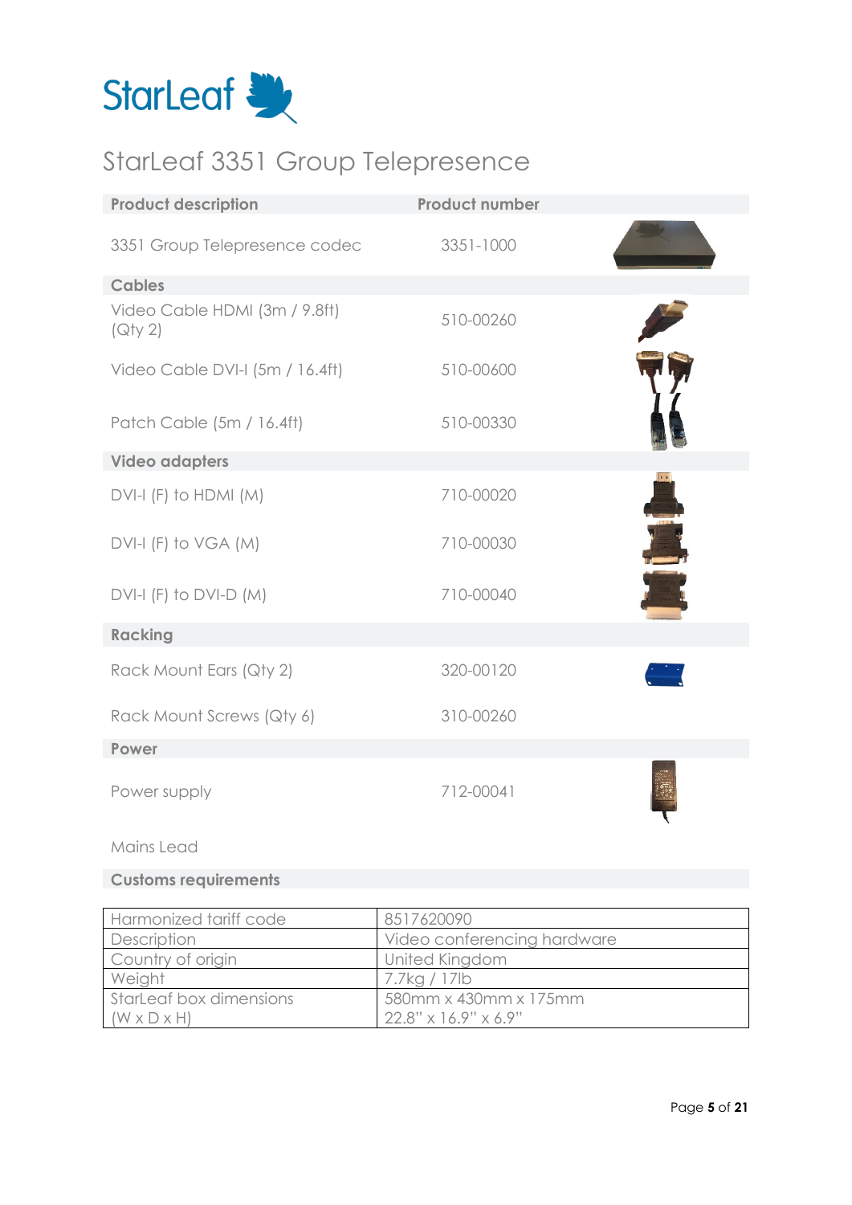StarLeaf

# StarLeaf 3351 Group Telepresence

| Product description | Product number |
|---|---|
| 3351 Group Telepresence codec | 3351-1000 |
| **Cables** | |
| Video Cable HDMI (3m / 9.8ft) (Qty 2) | 510-00260 |
| Video Cable DVI-I (5m / 16.4ft) | 510-00600 |
| Patch Cable (5m / 16.4ft) | 510-00330 |
| **Video adapters** | |
| DVI-I (F) to HDMI (M) | 710-00020 |
| DVI-I (F) to VGA (M) | 710-00030 |
| DVI-I (F) to DVI-D (M) | 710-00040 |
| **Racking** | |
| Rack Mount Ears (Qty 2) | 320-00120 |
| Rack Mount Screws (Qty 6) | 310-00260 |
| **Power** | |
| Power supply | 712-00041 |
| Mains Lead | |

**Customs requirements**

| | |
|---|---|
| Harmonized tariff code | 8517620090 |
| Description | Video conferencing hardware |
| Country of origin | United Kingdom |
| Weight | 7.7kg / 17lb |
| StarLeaf box dimensions (W x D x H) | 580mm x 430mm x 175mm 22.8" x 16.9" x 6.9" |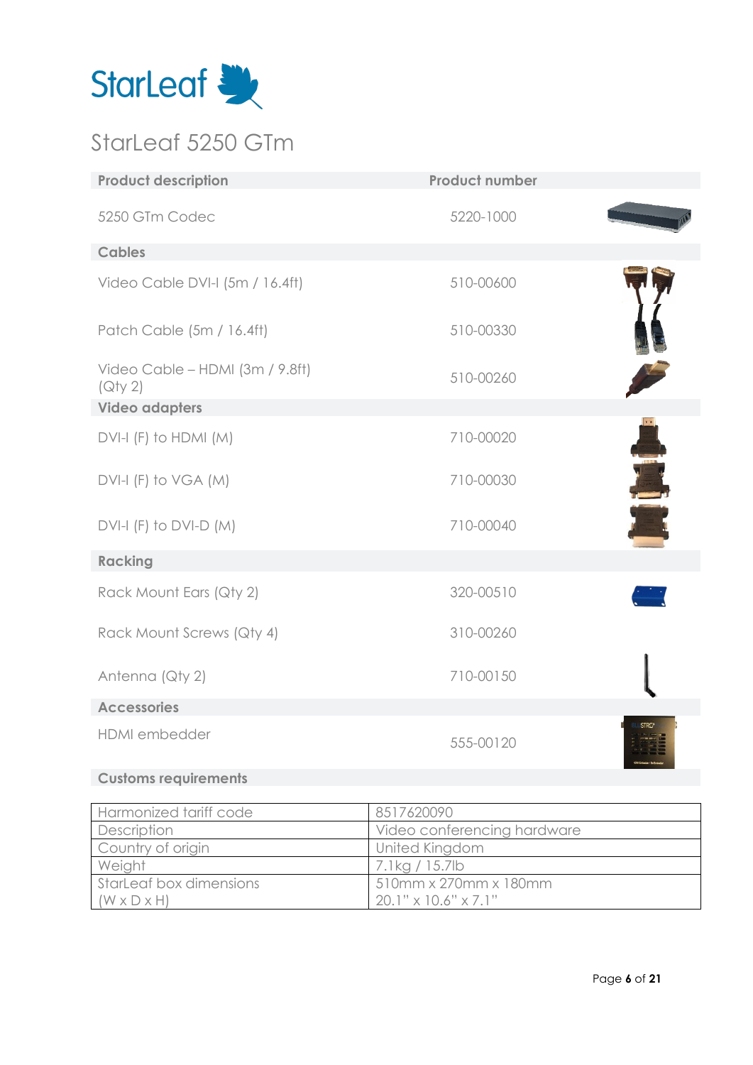# StarLeaf 5250 GTm

| Product description | Product number |
| --- | --- |
| 5250 GTm Codec | 5220-1000 |
| **Cables** | |
| Video Cable DVI-I (5m / 16.4ft) | 510-00600 |
| Patch Cable (5m / 16.4ft) | 510-00330 |
| Video Cable – HDMI (3m / 9.8ft) (Qty 2) | 510-00260 |
| **Video adapters** | |
| DVI-I (F) to HDMI (M) | 710-00020 |
| DVI-I (F) to VGA (M) | 710-00030 |
| DVI-I (F) to DVI-D (M) | 710-00040 |
| **Racking** | |
| Rack Mount Ears (Qty 2) | 320-00510 |
| Rack Mount Screws (Qty 4) | 310-00260 |
| Antenna (Qty 2) | 710-00150 |
| **Accessories** | |
| HDMI embedder | 555-00120 |

**Customs requirements**

| | |
| --- | --- |
| Harmonized tariff code | 8517620090 |
| Description | Video conferencing hardware |
| Country of origin | United Kingdom |
| Weight | 7.1kg / 15.7lb |
| StarLeaf box dimensions (W x D x H) | 510mm x 270mm x 180mm 20.1" x 10.6" x 7.1" |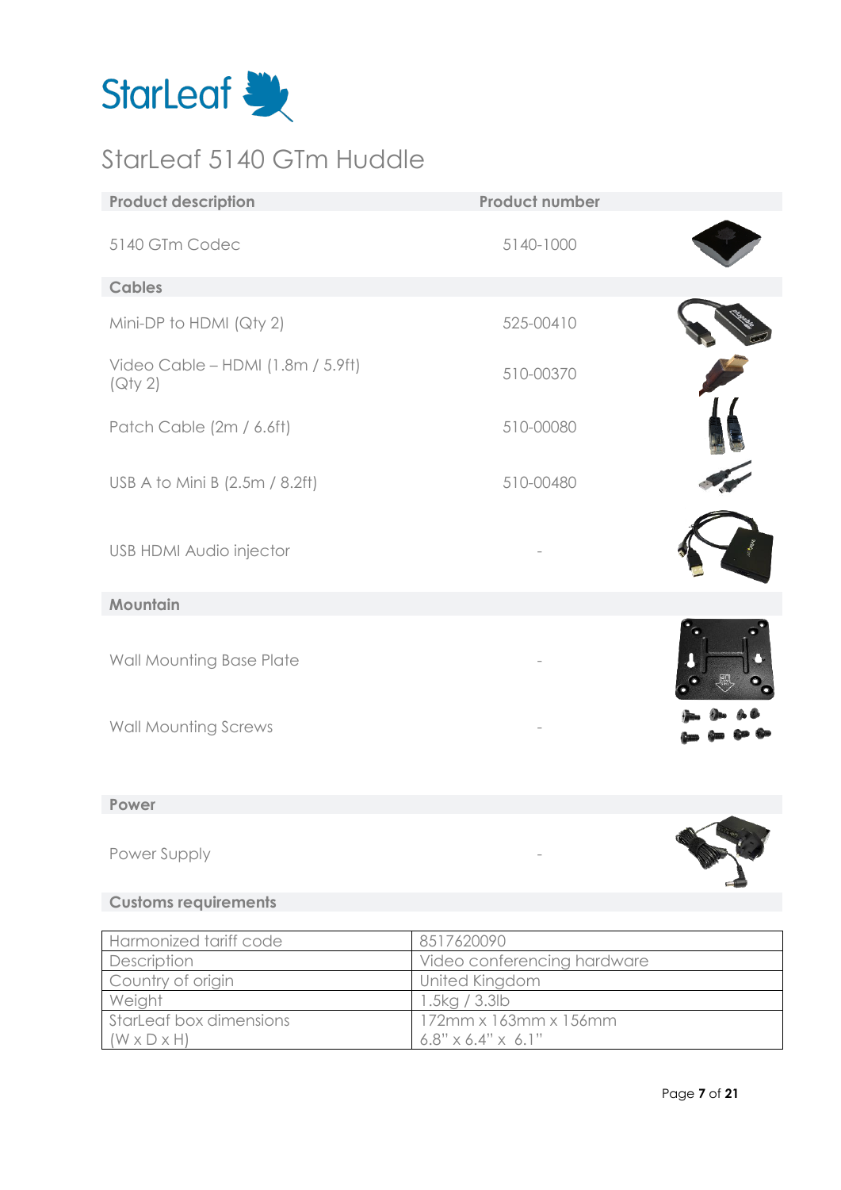# StarLeaf 5140 GTm Huddle

| Product description | Product number |
| --- | --- |
| 5140 GTm Codec | 5140-1000 |
| **Cables** | |
| Mini-DP to HDMI (Qty 2) | 525-00410 |
| Video Cable – HDMI (1.8m / 5.9ft) (Qty 2) | 510-00370 |
| Patch Cable (2m / 6.6ft) | 510-00080 |
| USB A to Mini B (2.5m / 8.2ft) | 510-00480 |
| USB HDMI Audio injector | - |
| **Mountain** | |
| Wall Mounting Base Plate | - |
| Wall Mounting Screws | - |
| **Power** | |
| Power Supply | - |

**Customs requirements**

| | |
| --- | --- |
| Harmonized tariff code | 8517620090 |
| Description | Video conferencing hardware |
| Country of origin | United Kingdom |
| Weight | 1.5kg / 3.3lb |
| StarLeaf box dimensions (W x D x H) | 172mm x 163mm x 156mm 6.8" x 6.4" x 6.1" |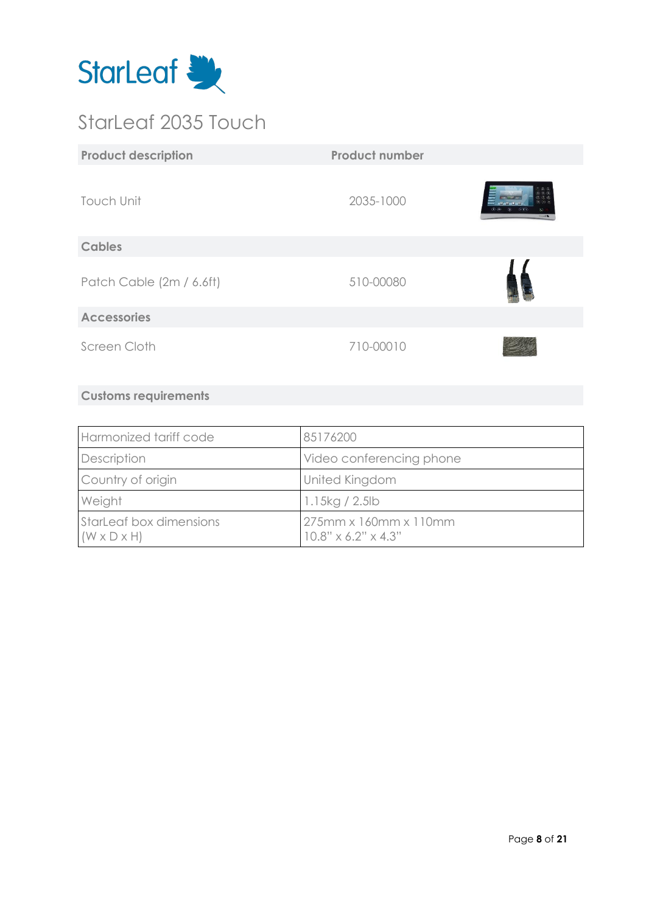StarLeaf

# StarLeaf 2035 Touch

| Product description | Product number |
|---|---|
| Touch Unit | 2035-1000 |
| **Cables** | |
| Patch Cable (2m / 6.6ft) | 510-00080 |
| **Accessories** | |
| Screen Cloth | 710-00010 |

**Customs requirements**

| | |
|---|---|
| Harmonized tariff code | 85176200 |
| Description | Video conferencing phone |
| Country of origin | United Kingdom |
| Weight | 1.15kg / 2.5lb |
| StarLeaf box dimensions (W x D x H) | 275mm x 160mm x 110mm<br>10.8" x 6.2" x 4.3" |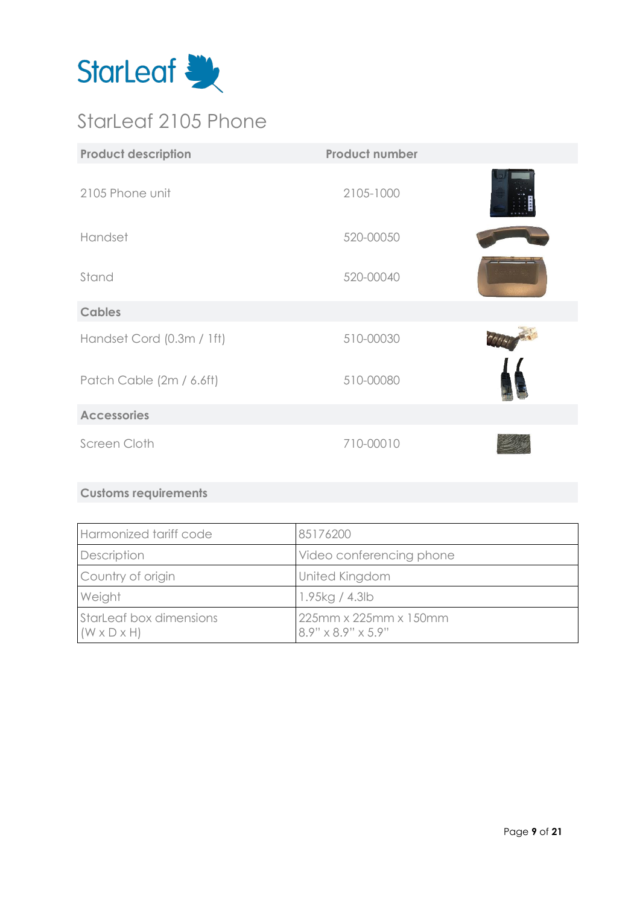StarLeaf

# StarLeaf 2105 Phone

| Product description | Product number |
|---|---|
| 2105 Phone unit | 2105-1000 |
| Handset | 520-00050 |
| Stand | 520-00040 |
| **Cables** | |
| Handset Cord (0.3m / 1ft) | 510-00030 |
| Patch Cable (2m / 6.6ft) | 510-00080 |
| **Accessories** | |
| Screen Cloth | 710-00010 |

## Customs requirements

| | |
|---|---|
| Harmonized tariff code | 85176200 |
| Description | Video conferencing phone |
| Country of origin | United Kingdom |
| Weight | 1.95kg / 4.3lb |
| StarLeaf box dimensions (W x D x H) | 225mm x 225mm x 150mm<br>8.9" x 8.9" x 5.9" |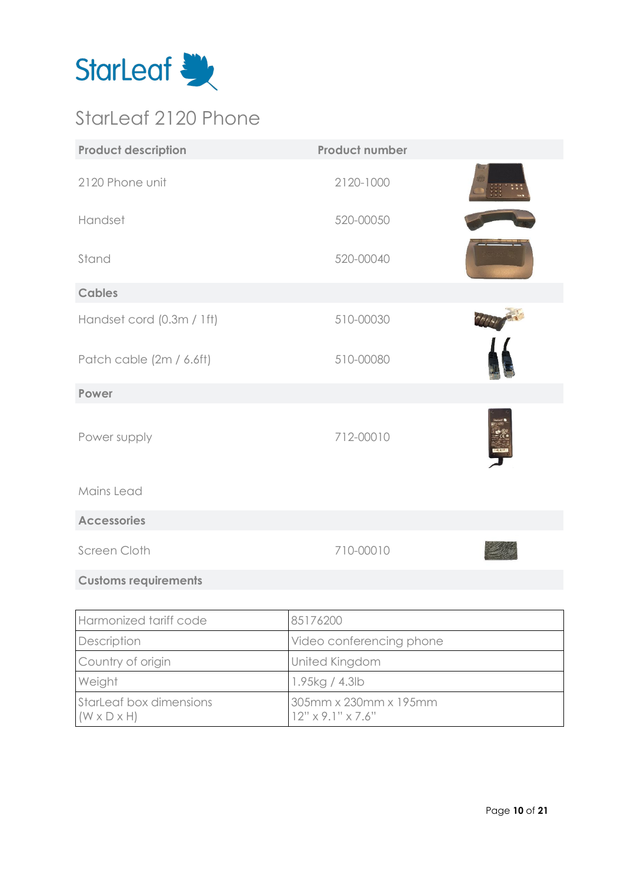StarLeaf

# StarLeaf 2120 Phone

| Product description | Product number |
|---|---|
| 2120 Phone unit | 2120-1000 |
| Handset | 520-00050 |
| Stand | 520-00040 |
| **Cables** | |
| Handset cord (0.3m / 1ft) | 510-00030 |
| Patch cable (2m / 6.6ft) | 510-00080 |
| **Power** | |
| Power supply | 712-00010 |
| Mains Lead | |
| **Accessories** | |
| Screen Cloth | 710-00010 |

**Customs requirements**

| Harmonized tariff code | 85176200 |
|---|---|
| Description | Video conferencing phone |
| Country of origin | United Kingdom |
| Weight | 1.95kg / 4.3lb |
| StarLeaf box dimensions (W x D x H) | 305mm x 230mm x 195mm 12" x 9.1" x 7.6" |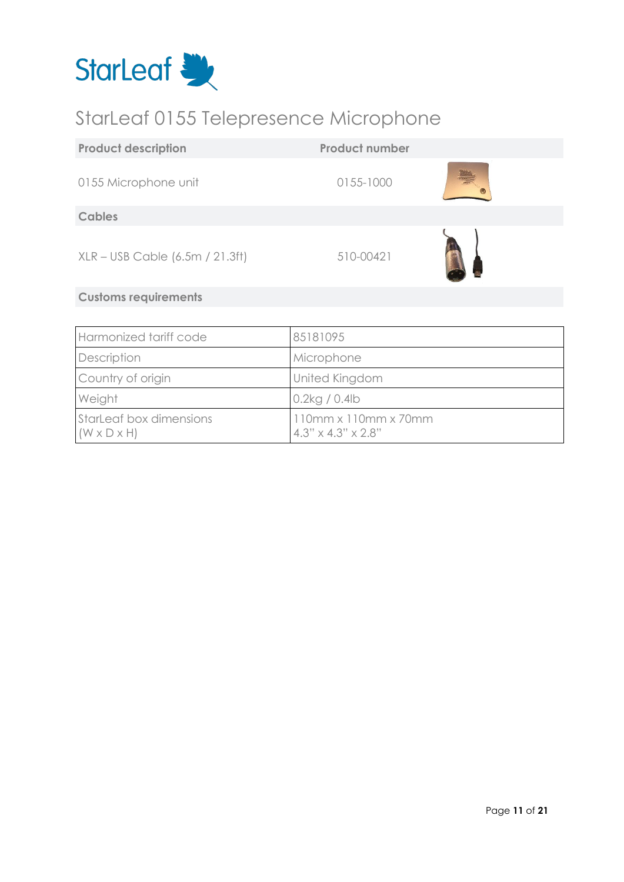StarLeaf

# StarLeaf 0155 Telepresence Microphone

| Product description | Product number |
|---|---|
| 0155 Microphone unit | 0155-1000 |
| **Cables** | |
| XLR – USB Cable (6.5m / 21.3ft) | 510-00421 |

**Customs requirements**

| Harmonized tariff code | 85181095 |
|---|---|
| Description | Microphone |
| Country of origin | United Kingdom |
| Weight | 0.2kg / 0.4lb |
| StarLeaf box dimensions (W x D x H) | 110mm x 110mm x 70mm<br>4.3" x 4.3" x 2.8" |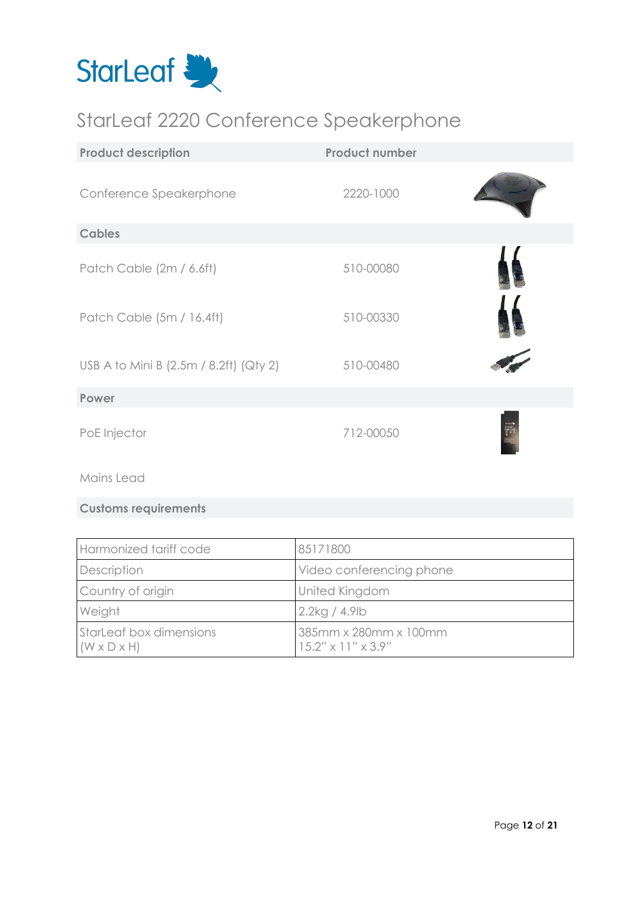StarLeaf

# StarLeaf 2220 Conference Speakerphone

| Product description | Product number |
|---|---|
| Conference Speakerphone | 2220-1000 |
| **Cables** | |
| Patch Cable (2m / 6.6ft) | 510-00080 |
| Patch Cable (5m / 16.4ft) | 510-00330 |
| USB A to Mini B (2.5m / 8.2ft) (Qty 2) | 510-00480 |
| **Power** | |
| PoE Injector | 712-00050 |
| Mains Lead | |

**Customs requirements**

| Harmonized tariff code | 85171800 |
|---|---|
| Description | Video conferencing phone |
| Country of origin | United Kingdom |
| Weight | 2.2kg / 4.9lb |
| StarLeaf box dimensions (W x D x H) | 385mm x 280mm x 100mm<br>15.2" x 11" x 3.9" |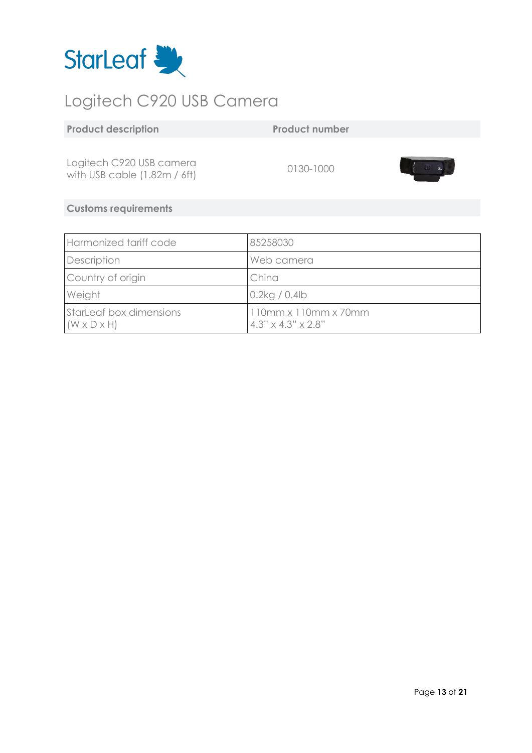StarLeaf

# Logitech C920 USB Camera

| Product description | Product number |
| --- | --- |
| Logitech C920 USB camera with USB cable (1.82m / 6ft) | 0130-1000 |

## Customs requirements

| Harmonized tariff code | 85258030 |
| --- | --- |
| Description | Web camera |
| Country of origin | China |
| Weight | 0.2kg / 0.4lb |
| StarLeaf box dimensions (W x D x H) | 110mm x 110mm x 70mm 4.3" x 4.3" x 2.8" |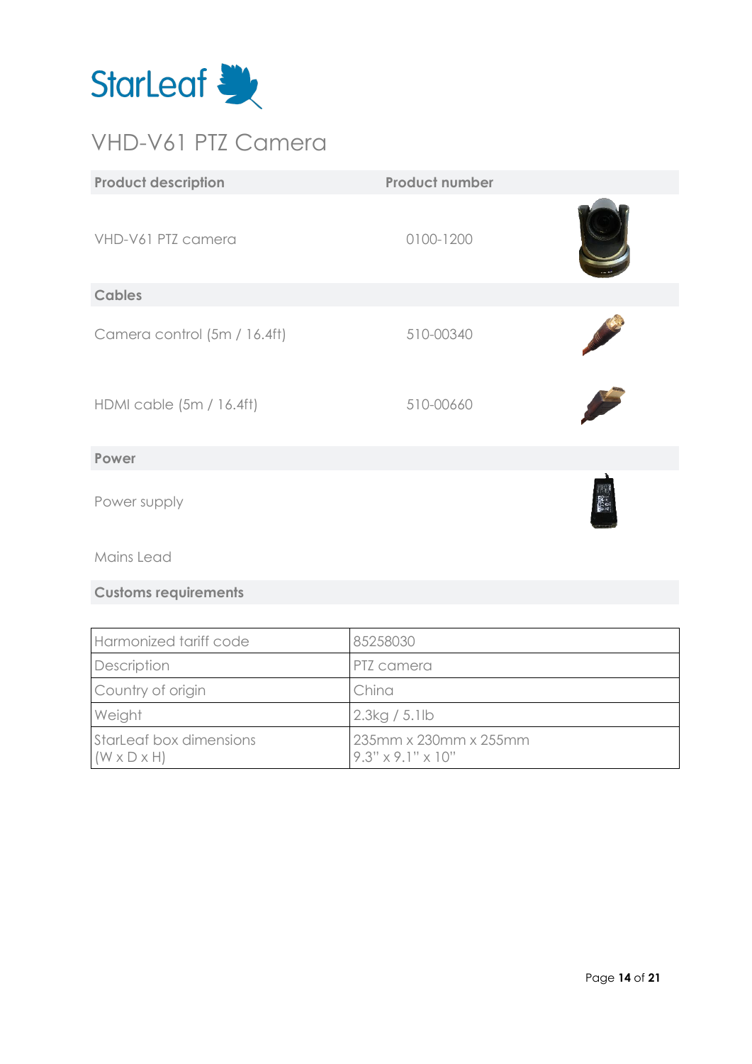StarLeaf

# VHD-V61 PTZ Camera

| Product description | Product number |
|---|---|
| VHD-V61 PTZ camera | 0100-1200 |
| **Cables** | |
| Camera control (5m / 16.4ft) | 510-00340 |
| HDMI cable (5m / 16.4ft) | 510-00660 |
| **Power** | |
| Power supply | |
| Mains Lead | |

**Customs requirements**

| Harmonized tariff code | 85258030 |
|---|---|
| Description | PTZ camera |
| Country of origin | China |
| Weight | 2.3kg / 5.1lb |
| StarLeaf box dimensions (W x D x H) | 235mm x 230mm x 255mm 9.3" x 9.1" x 10" |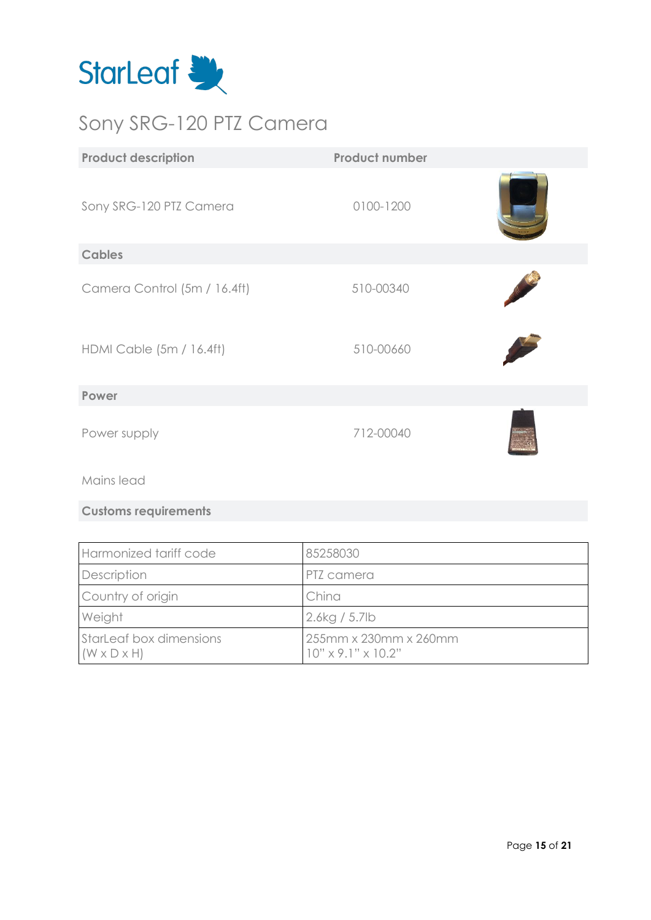StarLeaf

# Sony SRG-120 PTZ Camera

| Product description | Product number |
| --- | --- |
| Sony SRG-120 PTZ Camera | 0100-1200 |
| **Cables** | |
| Camera Control (5m / 16.4ft) | 510-00340 |
| HDMI Cable (5m / 16.4ft) | 510-00660 |
| **Power** | |
| Power supply | 712-00040 |
| Mains lead | |

**Customs requirements**

| Harmonized tariff code | 85258030 |
| --- | --- |
| Description | PTZ camera |
| Country of origin | China |
| Weight | 2.6kg / 5.7lb |
| StarLeaf box dimensions (W x D x H) | 255mm x 230mm x 260mm<br>10" x 9.1" x 10.2" |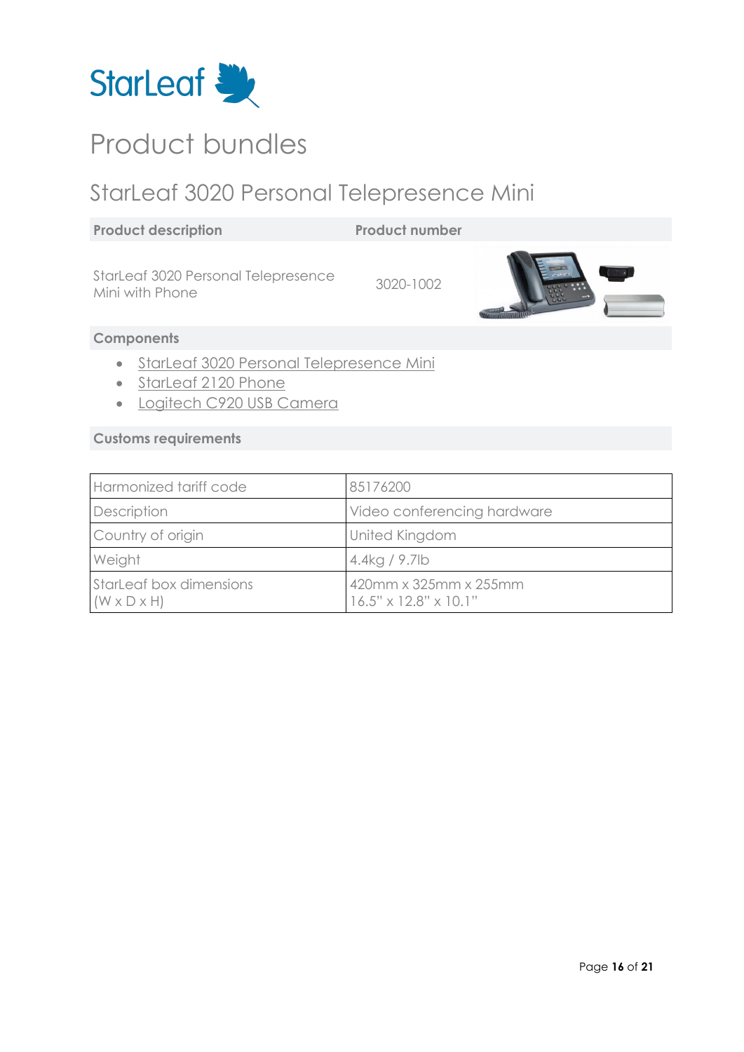StarLeaf

# Product bundles

## StarLeaf 3020 Personal Telepresence Mini

| Product description | Product number |
|---|---|
| StarLeaf 3020 Personal Telepresence Mini with Phone | 3020-1002 |

### Components

- StarLeaf 3020 Personal Telepresence Mini
- StarLeaf 2120 Phone
- Logitech C920 USB Camera

### Customs requirements

| Harmonized tariff code | 85176200 |
|---|---|
| Description | Video conferencing hardware |
| Country of origin | United Kingdom |
| Weight | 4.4kg / 9.7lb |
| StarLeaf box dimensions (W x D x H) | 420mm x 325mm x 255mm 16.5" x 12.8" x 10.1" |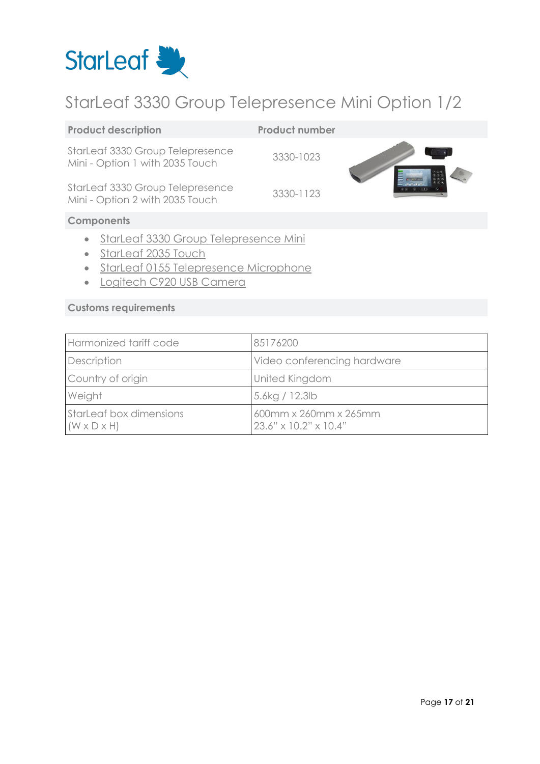# StarLeaf 3330 Group Telepresence Mini Option 1/2

| Product description | Product number |
| --- | --- |
| StarLeaf 3330 Group Telepresence Mini - Option 1 with 2035 Touch | 3330-1023 |
| StarLeaf 3330 Group Telepresence Mini - Option 2 with 2035 Touch | 3330-1123 |

**Components**

- StarLeaf 3330 Group Telepresence Mini
- StarLeaf 2035 Touch
- StarLeaf 0155 Telepresence Microphone
- Logitech C920 USB Camera

**Customs requirements**

| Harmonized tariff code | 85176200 |
| --- | --- |
| Description | Video conferencing hardware |
| Country of origin | United Kingdom |
| Weight | 5.6kg / 12.3lb |
| StarLeaf box dimensions (W x D x H) | 600mm x 260mm x 265mm 23.6" x 10.2" x 10.4" |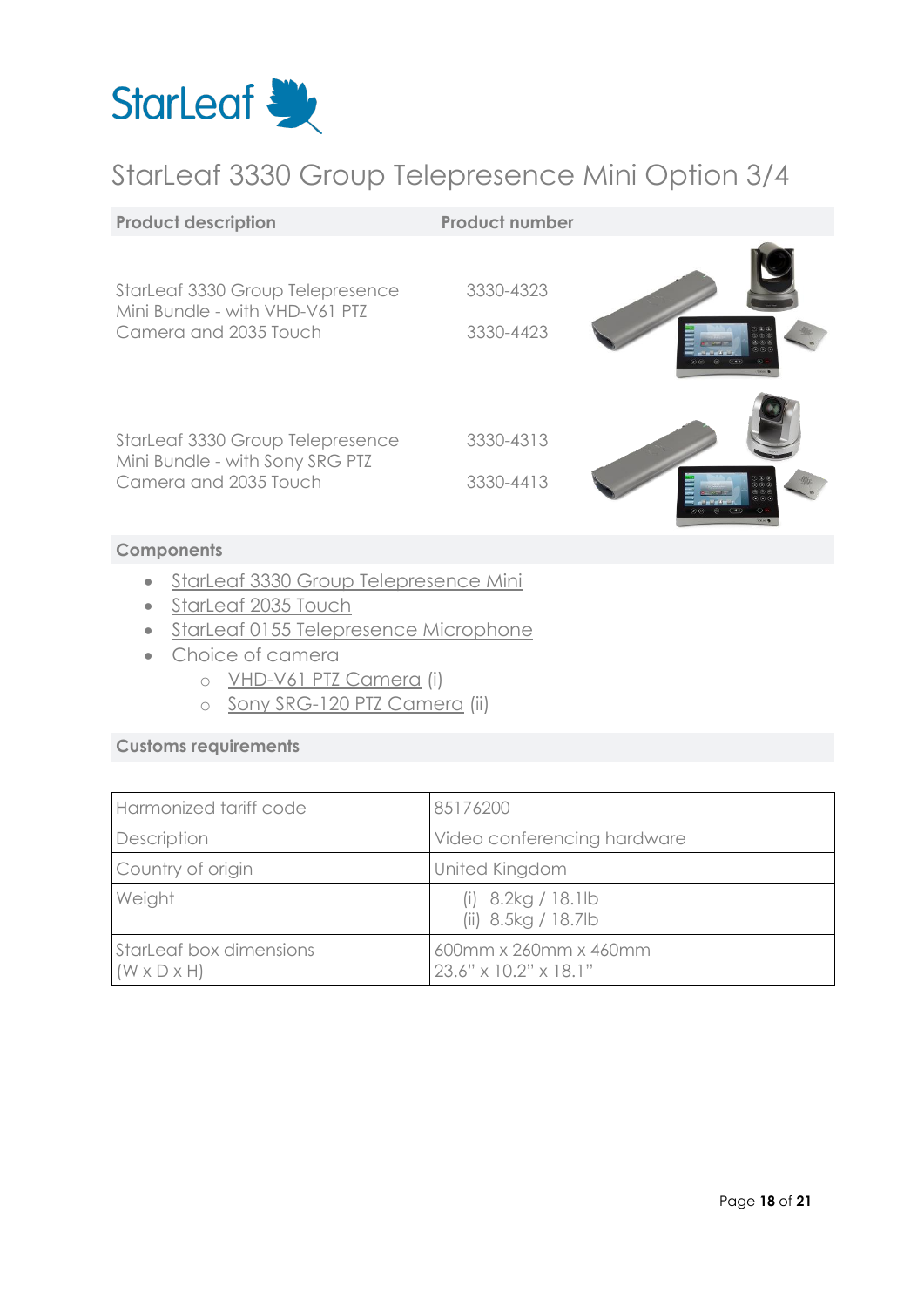StarLeaf

# StarLeaf 3330 Group Telepresence Mini Option 3/4

| Product description | Product number |
| --- | --- |
| StarLeaf 3330 Group Telepresence Mini Bundle - with VHD-V61 PTZ Camera and 2035 Touch | 3330-4323<br>3330-4423 |
| StarLeaf 3330 Group Telepresence Mini Bundle - with Sony SRG PTZ Camera and 2035 Touch | 3330-4313<br>3330-4413 |

## Components

- StarLeaf 3330 Group Telepresence Mini
- StarLeaf 2035 Touch
- StarLeaf 0155 Telepresence Microphone
- Choice of camera
  - VHD-V61 PTZ Camera (i)
  - Sony SRG-120 PTZ Camera (ii)

## Customs requirements

| | |
| --- | --- |
| Harmonized tariff code | 85176200 |
| Description | Video conferencing hardware |
| Country of origin | United Kingdom |
| Weight | (i) 8.2kg / 18.1lb<br>(ii) 8.5kg / 18.7lb |
| StarLeaf box dimensions (W x D x H) | 600mm x 260mm x 460mm<br>23.6" x 10.2" x 18.1" |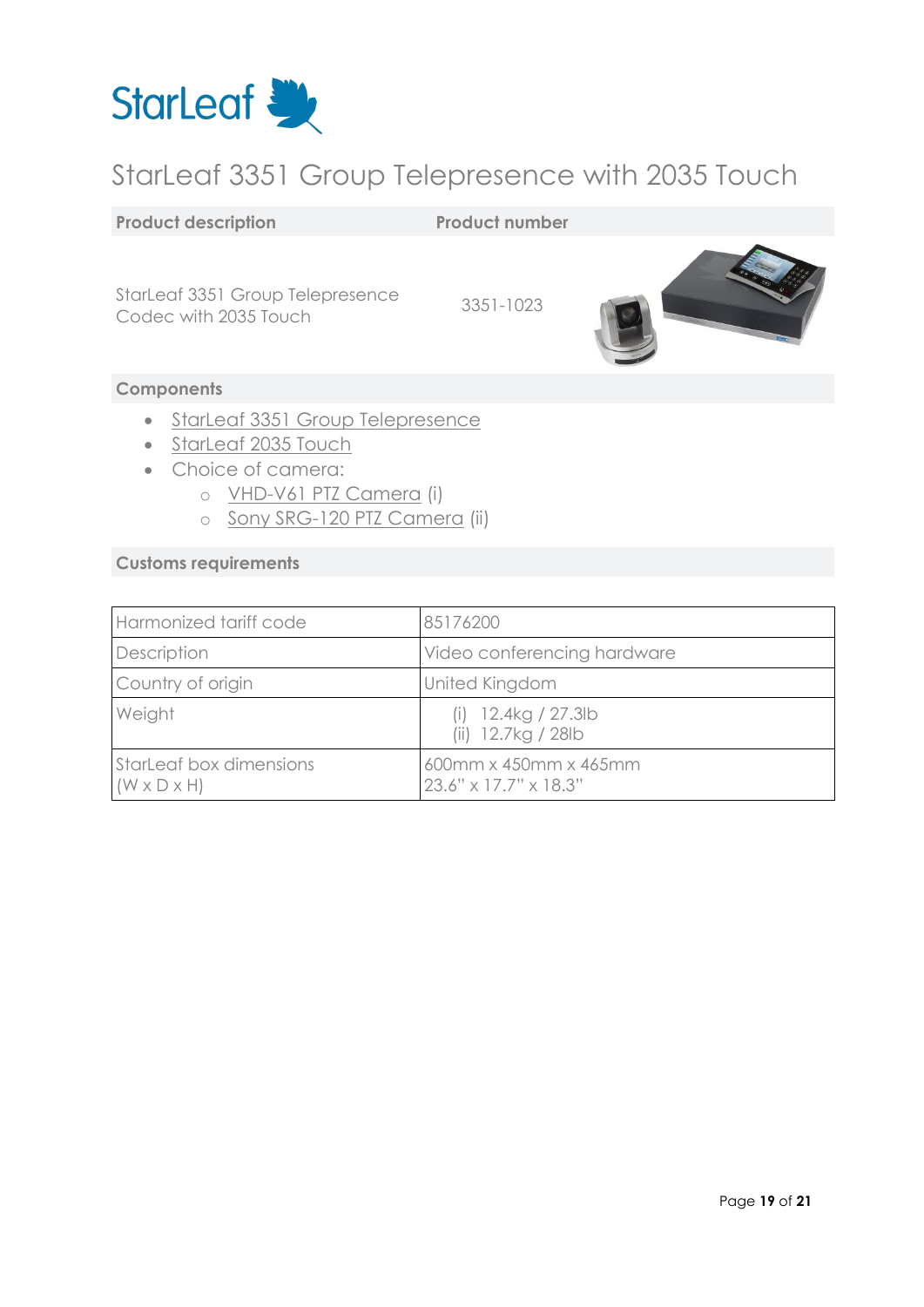StarLeaf

# StarLeaf 3351 Group Telepresence with 2035 Touch

| Product description | Product number |
|---|---|
| StarLeaf 3351 Group Telepresence Codec with 2035 Touch | 3351-1023 |

## Components

- StarLeaf 3351 Group Telepresence
- StarLeaf 2035 Touch
- Choice of camera:
  - VHD-V61 PTZ Camera (i)
  - Sony SRG-120 PTZ Camera (ii)

## Customs requirements

| Harmonized tariff code | 85176200 |
|---|---|
| Description | Video conferencing hardware |
| Country of origin | United Kingdom |
| Weight | (i) 12.4kg / 27.3lb<br>(ii) 12.7kg / 28lb |
| StarLeaf box dimensions (W x D x H) | 600mm x 450mm x 465mm<br>23.6" x 17.7" x 18.3" |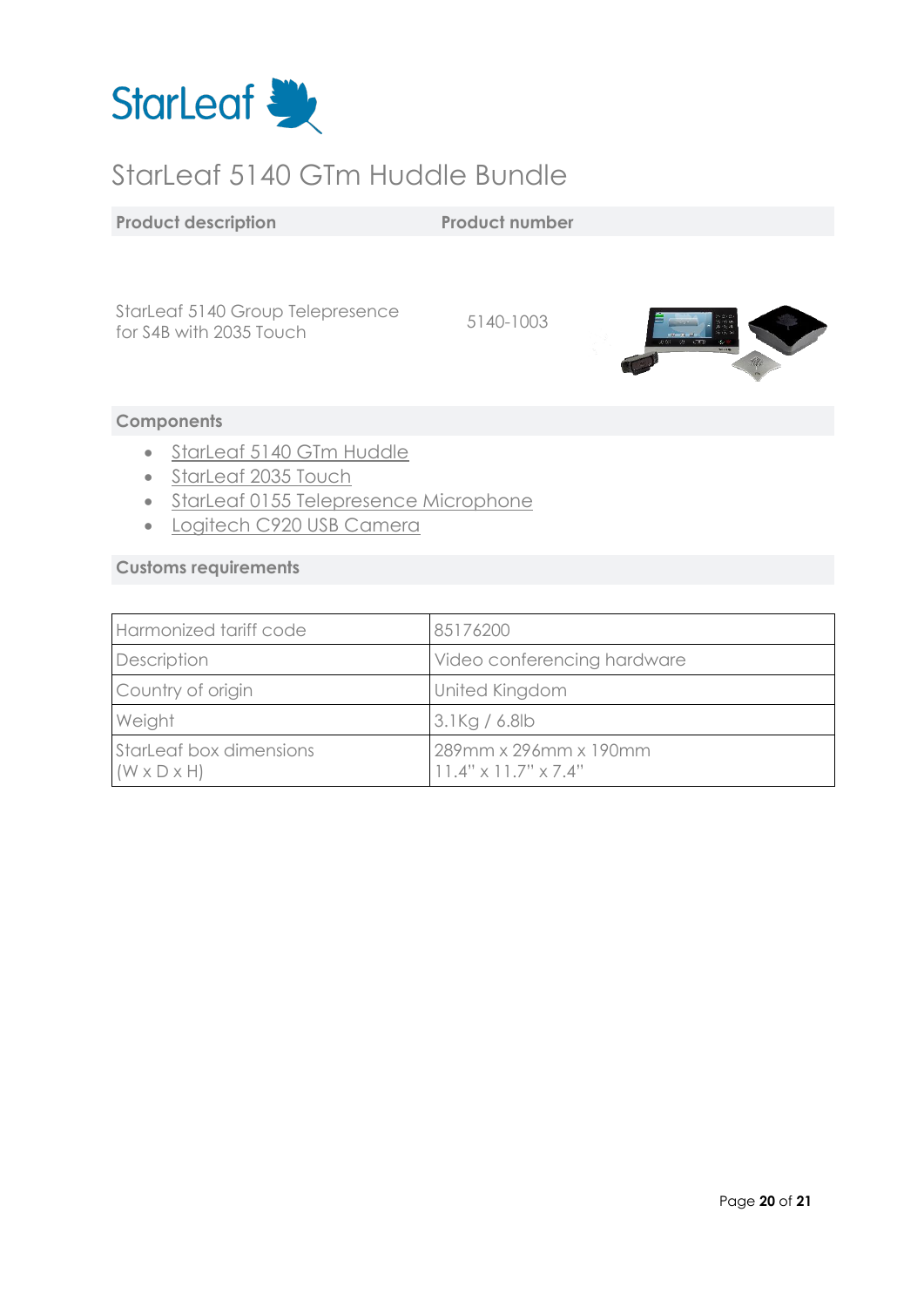StarLeaf

# StarLeaf 5140 GTm Huddle Bundle

| Product description | Product number |
| --- | --- |
| StarLeaf 5140 Group Telepresence for S4B with 2035 Touch | 5140-1003 |

## Components

- StarLeaf 5140 GTm Huddle
- StarLeaf 2035 Touch
- StarLeaf 0155 Telepresence Microphone
- Logitech C920 USB Camera

## Customs requirements

| Harmonized tariff code | 85176200 |
| --- | --- |
| Description | Video conferencing hardware |
| Country of origin | United Kingdom |
| Weight | 3.1Kg / 6.8lb |
| StarLeaf box dimensions (W x D x H) | 289mm x 296mm x 190mm<br>11.4" x 11.7" x 7.4" |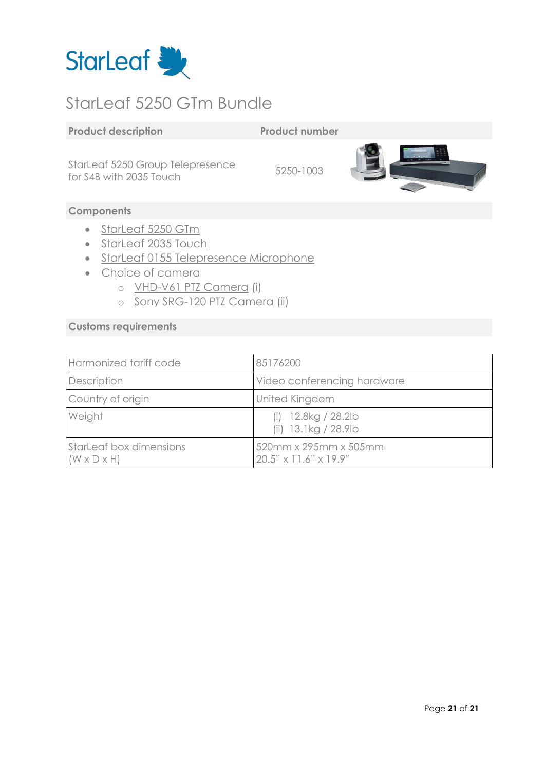# StarLeaf 5250 GTm Bundle

| Product description | Product number |
| --- | --- |
| StarLeaf 5250 Group Telepresence for S4B with 2035 Touch | 5250-1003 |

**Components**

- StarLeaf 5250 GTm
- StarLeaf 2035 Touch
- StarLeaf 0155 Telepresence Microphone
- Choice of camera
  - VHD-V61 PTZ Camera (i)
  - Sony SRG-120 PTZ Camera (ii)

**Customs requirements**

| | |
| --- | --- |
| Harmonized tariff code | 85176200 |
| Description | Video conferencing hardware |
| Country of origin | United Kingdom |
| Weight | (i) 12.8kg / 28.2lb<br>(ii) 13.1kg / 28.9lb |
| StarLeaf box dimensions (W x D x H) | 520mm x 295mm x 505mm<br>20.5" x 11.6" x 19.9" |